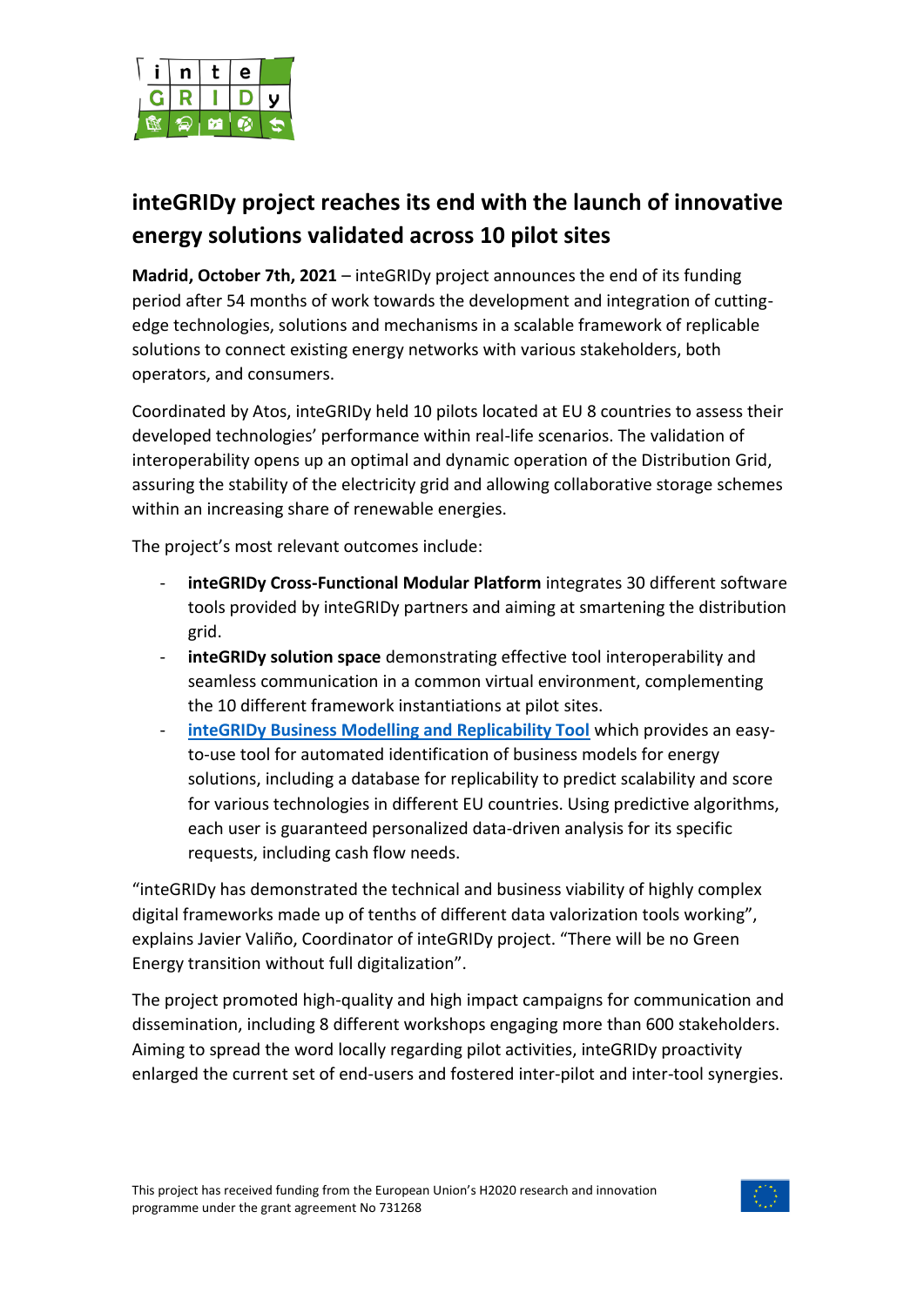# inteGRIDy project reaches its end with the launch of innovative energy solutions validated across 10 pilot sites

**Madrid, October 7th, 2021** – inteGRIDy project announces the end of its funding period after 54 months of work towards the development and integration of cutting-edge technologies, solutions and mechanisms in a scalable framework of replicable solutions to connect existing energy networks with various stakeholders, both operators, and consumers.

Coordinated by Atos, inteGRIDy held 10 pilots located at EU 8 countries to assess their developed technologies' performance within real-life scenarios. The validation of interoperability opens up an optimal and dynamic operation of the Distribution Grid, assuring the stability of the electricity grid and allowing collaborative storage schemes within an increasing share of renewable energies.

The project's most relevant outcomes include:

- **inteGRIDy Cross-Functional Modular Platform** integrates 30 different software tools provided by inteGRIDy partners and aiming at smartening the distribution grid.
- **inteGRIDy solution space** demonstrating effective tool interoperability and seamless communication in a common virtual environment, complementing the 10 different framework instantiations at pilot sites.
- **inteGRIDy Business Modelling and Replicability Tool** which provides an easy-to-use tool for automated identification of business models for energy solutions, including a database for replicability to predict scalability and score for various technologies in different EU countries. Using predictive algorithms, each user is guaranteed personalized data-driven analysis for its specific requests, including cash flow needs.

"inteGRIDy has demonstrated the technical and business viability of highly complex digital frameworks made up of tenths of different data valorization tools working", explains Javier Valiño, Coordinator of inteGRIDy project. "There will be no Green Energy transition without full digitalization".

The project promoted high-quality and high impact campaigns for communication and dissemination, including 8 different workshops engaging more than 600 stakeholders. Aiming to spread the word locally regarding pilot activities, inteGRIDy proactivity enlarged the current set of end-users and fostered inter-pilot and inter-tool synergies.

This project has received funding from the European Union's H2020 research and innovation programme under the grant agreement No 731268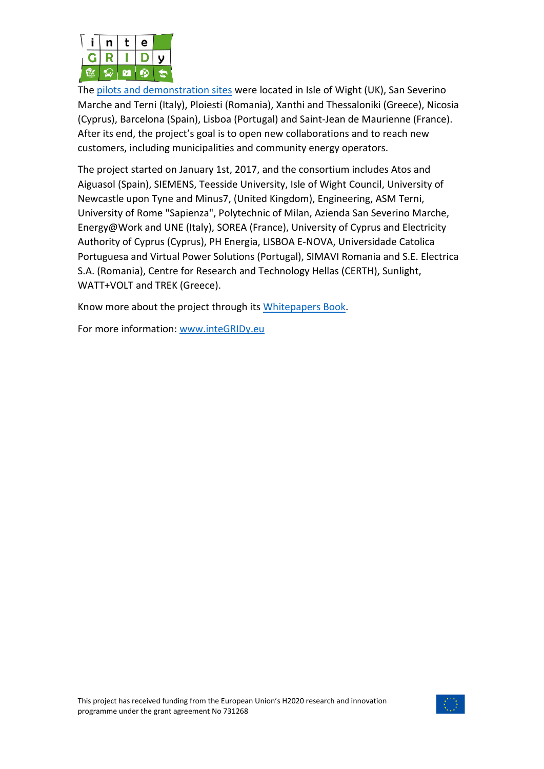The pilots and demonstration sites were located in Isle of Wight (UK), San Severino Marche and Terni (Italy), Ploiesti (Romania), Xanthi and Thessaloniki (Greece), Nicosia (Cyprus), Barcelona (Spain), Lisboa (Portugal) and Saint-Jean de Maurienne (France). After its end, the project's goal is to open new collaborations and to reach new customers, including municipalities and community energy operators.

The project started on January 1st, 2017, and the consortium includes Atos and Aiguasol (Spain), SIEMENS, Teesside University, Isle of Wight Council, University of Newcastle upon Tyne and Minus7, (United Kingdom), Engineering, ASM Terni, University of Rome "Sapienza", Polytechnic of Milan, Azienda San Severino Marche, Energy@Work and UNE (Italy), SOREA (France), University of Cyprus and Electricity Authority of Cyprus (Cyprus), PH Energia, LISBOA E-NOVA, Universidade Catolica Portuguesa and Virtual Power Solutions (Portugal), SIMAVI Romania and S.E. Electrica S.A. (Romania), Centre for Research and Technology Hellas (CERTH), Sunlight, WATT+VOLT and TREK (Greece).

Know more about the project through its Whitepapers Book.

For more information: www.inteGRIDy.eu

This project has received funding from the European Union's H2020 research and innovation programme under the grant agreement No 731268